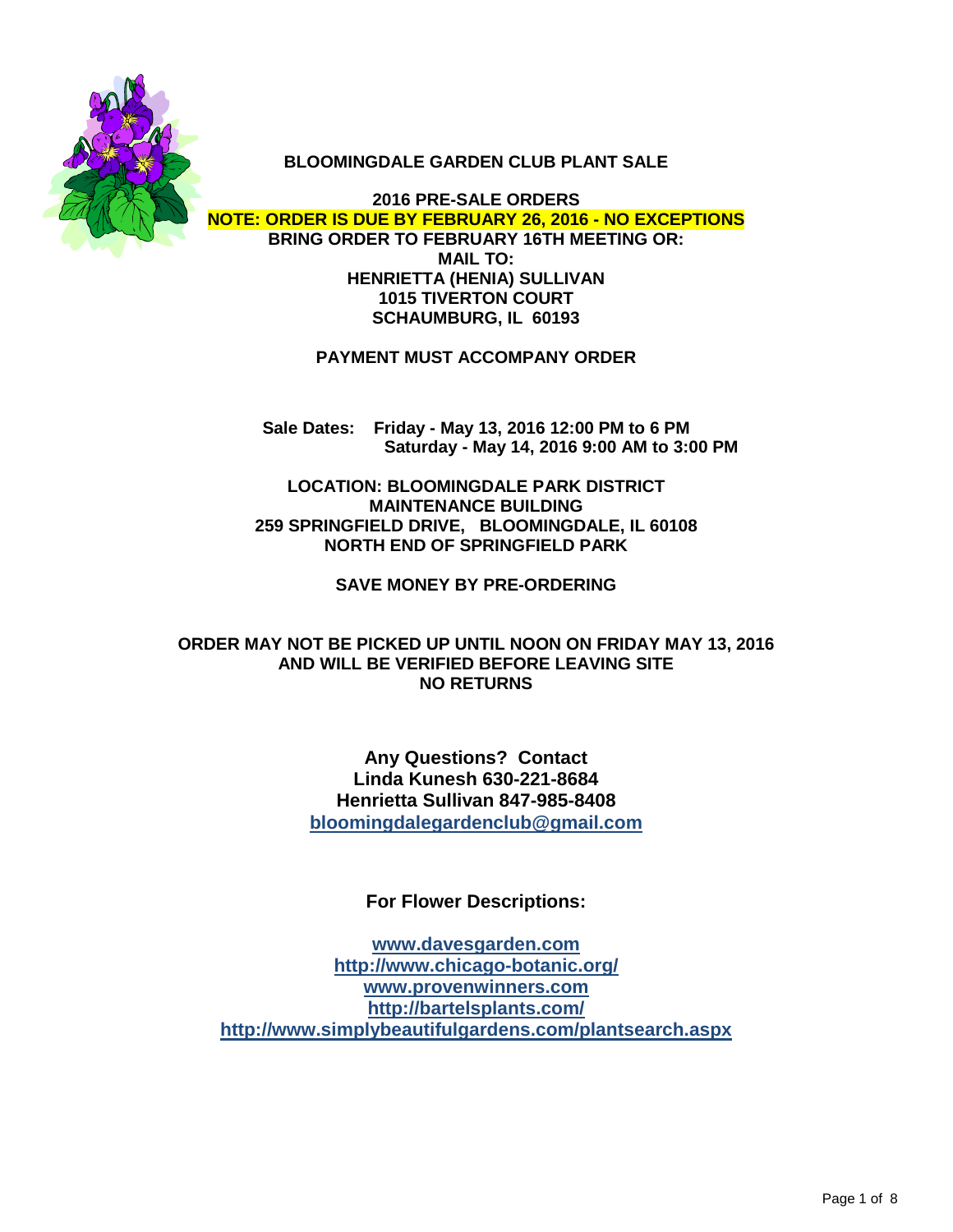# BLOOMINGDALE GARDEN CLUB PLANT SALE

**2016 PRE-SALE ORDERS**

**NOTE: ORDER IS DUE BY FEBRUARY 26, 2016 - NO EXCEPTIONS**

**BRING ORDER TO FEBRUARY 16TH MEETING OR:**
**MAIL TO:**
**HENRIETTA (HENIA) SULLIVAN**
**1015 TIVERTON COURT**
**SCHAUMBURG, IL 60193**

**PAYMENT MUST ACCOMPANY ORDER**

**Sale Dates: Friday - May 13, 2016 12:00 PM to 6 PM**
**Saturday - May 14, 2016 9:00 AM to 3:00 PM**

**LOCATION: BLOOMINGDALE PARK DISTRICT**
**MAINTENANCE BUILDING**
**259 SPRINGFIELD DRIVE, BLOOMINGDALE, IL 60108**
**NORTH END OF SPRINGFIELD PARK**

**SAVE MONEY BY PRE-ORDERING**

**ORDER MAY NOT BE PICKED UP UNTIL NOON ON FRIDAY MAY 13, 2016**
**AND WILL BE VERIFIED BEFORE LEAVING SITE**
**NO RETURNS**

**Any Questions? Contact**
**Linda Kunesh 630-221-8684**
**Henrietta Sullivan 847-985-8408**
**bloomingdalegardenclub@gmail.com**

**For Flower Descriptions:**

**www.davesgarden.com**
**http://www.chicago-botanic.org/**
**www.provenwinners.com**
**http://bartelsplants.com/**
**http://www.simplybeautifulgardens.com/plantsearch.aspx**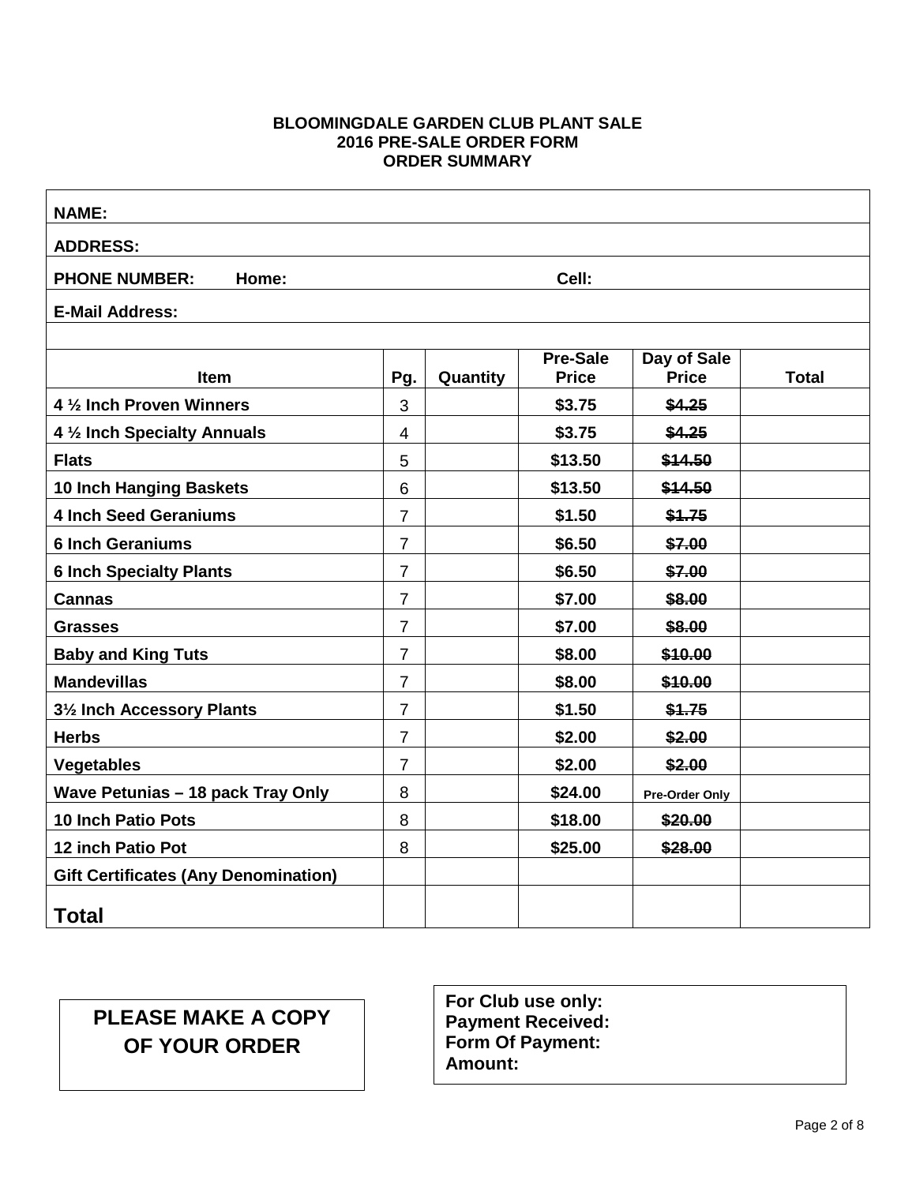**BLOOMINGDALE GARDEN CLUB PLANT SALE**
**2016 PRE-SALE ORDER FORM**
**ORDER SUMMARY**

**NAME:**

**ADDRESS:**

**PHONE NUMBER: Home: Cell:**

**E-Mail Address:**

| Item | Pg. | Quantity | Pre-Sale Price | Day of Sale Price | Total |
|---|---|---|---|---|---|
| **4 ½ Inch Proven Winners** | 3 | | **$3.75** | ~~**$4.25**~~ | |
| **4 ½ Inch Specialty Annuals** | 4 | | **$3.75** | ~~**$4.25**~~ | |
| **Flats** | 5 | | **$13.50** | ~~**$14.50**~~ | |
| **10 Inch Hanging Baskets** | 6 | | **$13.50** | ~~**$14.50**~~ | |
| **4 Inch Seed Geraniums** | 7 | | **$1.50** | ~~**$1.75**~~ | |
| **6 Inch Geraniums** | 7 | | **$6.50** | ~~**$7.00**~~ | |
| **6 Inch Specialty Plants** | 7 | | **$6.50** | ~~**$7.00**~~ | |
| **Cannas** | 7 | | **$7.00** | ~~**$8.00**~~ | |
| **Grasses** | 7 | | **$7.00** | ~~**$8.00**~~ | |
| **Baby and King Tuts** | 7 | | **$8.00** | ~~**$10.00**~~ | |
| **Mandevillas** | 7 | | **$8.00** | ~~**$10.00**~~ | |
| **3½ Inch Accessory Plants** | 7 | | **$1.50** | ~~**$1.75**~~ | |
| **Herbs** | 7 | | **$2.00** | ~~**$2.00**~~ | |
| **Vegetables** | 7 | | **$2.00** | ~~**$2.00**~~ | |
| **Wave Petunias – 18 pack Tray Only** | 8 | | **$24.00** | **Pre-Order Only** | |
| **10 Inch Patio Pots** | 8 | | **$18.00** | ~~**$20.00**~~ | |
| **12 inch Patio Pot** | 8 | | **$25.00** | ~~**$28.00**~~ | |
| **Gift Certificates (Any Denomination)** | | | | | |
| **Total** | | | | | |

**PLEASE MAKE A COPY OF YOUR ORDER**

**For Club use only:**
**Payment Received:**
**Form Of Payment:**
**Amount:**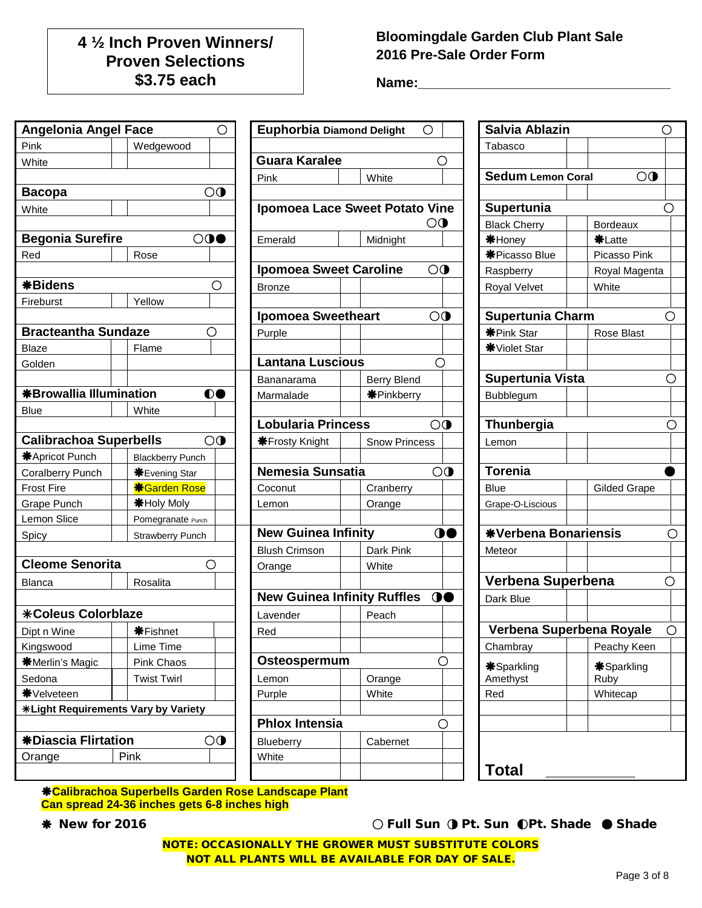# 4 ½ Inch Proven Winners/ Proven Selections $3.75 each

## Bloomingdale Garden Club Plant Sale 2016 Pre-Sale Order Form

**Name:**\_\_\_\_\_\_\_\_\_\_\_\_\_\_\_\_\_\_\_\_\_\_\_\_\_\_\_\_\_\_\_\_

| Plant / Variety | Qty | Variety | Qty |
|---|---|---|---|
| **Angelonia Angel Face** ○ | | | |
| Pink | | Wedgewood | |
| White | | | |
| **Bacopa** ○◑ | | | |
| White | | | |
| **Begonia Surefire** ○◑● | | | |
| Red | | Rose | |
| **❋Bidens** ○ | | | |
| Fireburst | | Yellow | |
| **Bracteantha Sundaze** ○ | | | |
| Blaze | | Flame | |
| Golden | | | |
| **❋Browallia Illumination** ◐● | | | |
| Blue | | White | |
| **Calibrachoa Superbells** ○◑ | | | |
| ❋Apricot Punch | | Blackberry Punch | |
| Coralberry Punch | | ❋Evening Star | |
| Frost Fire | | ❋Garden Rose | |
| Grape Punch | | ❋Holy Moly | |
| Lemon Slice | | Pomegranate Punch | |
| Spicy | | Strawberry Punch | |
| **Cleome Senorita** ○ | | | |
| Blanca | | Rosalita | |
| **✳Coleus Colorblaze** | | | |
| Dipt n Wine | | ❋Fishnet | |
| Kingswood | | Lime Time | |
| ❋Merlin's Magic | | Pink Chaos | |
| Sedona | | Twist Twirl | |
| ❋Velveteen | | | |
| **✳Light Requirements Vary by Variety** | | | |
| **❋Diascia Flirtation** ○◑ | | | |
| Orange | | Pink | |
| **Euphorbia Diamond Delight** ○ | | | |
| **Guara Karalee** ○ | | | |
| Pink | | White | |
| **Ipomoea Lace Sweet Potato Vine** ○◑ | | | |
| Emerald | | Midnight | |
| **Ipomoea Sweet Caroline** ○◑ | | | |
| Bronze | | | |
| **Ipomoea Sweetheart** ○◑ | | | |
| Purple | | | |
| **Lantana Luscious** ○ | | | |
| Bananarama | | Berry Blend | |
| Marmalade | | ❋Pinkberry | |
| **Lobularia Princess** ○◑ | | | |
| ❋Frosty Knight | | Snow Princess | |
| **Nemesia Sunsatia** ○◑ | | | |
| Coconut | | Cranberry | |
| Lemon | | Orange | |
| **New Guinea Infinity** ◑● | | | |
| Blush Crimson | | Dark Pink | |
| Orange | | White | |
| **New Guinea Infinity Ruffles** ◑● | | | |
| Lavender | | Peach | |
| Red | | | |
| **Osteospermum** ○ | | | |
| Lemon | | Orange | |
| Purple | | White | |
| **Phlox Intensia** ○ | | | |
| Blueberry | | Cabernet | |
| White | | | |
| **Salvia Ablazin** ○ | | | |
| Tabasco | | | |
| **Sedum Lemon Coral** ○◑ | | | |
| **Supertunia** ○ | | | |
| Black Cherry | | Bordeaux | |
| ❋Honey | | ❋Latte | |
| ❋Picasso Blue | | Picasso Pink | |
| Raspberry | | Royal Magenta | |
| Royal Velvet | | White | |
| **Supertunia Charm** ○ | | | |
| ❋Pink Star | | Rose Blast | |
| ❋Violet Star | | | |
| **Supertunia Vista** ○ | | | |
| Bubblegum | | | |
| **Thunbergia** ○ | | | |
| Lemon | | | |
| **Torenia** ● | | | |
| Blue | | Gilded Grape | |
| Grape-O-Liscious | | | |
| **❋Verbena Bonariensis** ○ | | | |
| Meteor | | | |
| **Verbena Superbena** ○ | | | |
| Dark Blue | | | |
| **Verbena Superbena Royale** ○ | | | |
| Chambray | | Peachy Keen | |
| ❋Sparkling Amethyst | | ❋Sparkling Ruby | |
| Red | | Whitecap | |

**Total** \_\_\_\_\_\_\_\_\_\_\_\_

**❋Calibrachoa Superbells Garden Rose Landscape Plant Can spread 24-36 inches gets 6-8 inches high**

**❋ New for 2016**

**○ Full Sun ◑ Pt. Sun ◐Pt. Shade ● Shade**

**NOTE: OCCASIONALLY THE GROWER MUST SUBSTITUTE COLORS NOT ALL PLANTS WILL BE AVAILABLE FOR DAY OF SALE.**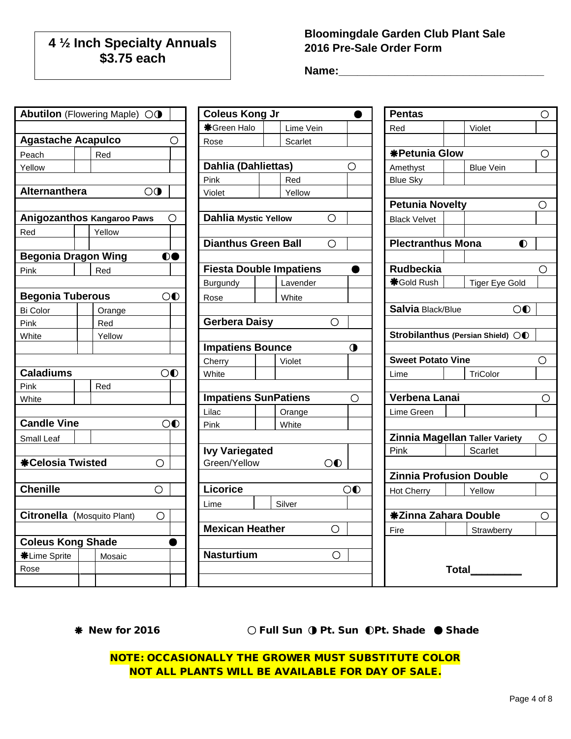**4 ½ Inch Specialty Annuals**
**$3.75 each**

## Bloomingdale Garden Club Plant Sale
## 2016 Pre-Sale Order Form

**Name:**___________________________________

**Abutilon** (Flowering Maple) ○◑

**Agastache Acapulco** ○

| Peach | | Red | |
|---|---|---|---|
| Yellow | | | |

**Alternanthera** ○◑

**Anigozanthos Kangaroo Paws** ○

| Red | | Yellow | |
|---|---|---|---|

**Begonia Dragon Wing** ◐●

| Pink | | Red | |
|---|---|---|---|

**Begonia Tuberous** ○◐

| Bi Color | | Orange | |
|---|---|---|---|
| Pink | | Red | |
| White | | Yellow | |

**Caladiums** ○◐

| Pink | | Red | |
|---|---|---|---|
| White | | | |

**Candle Vine** ○◐

| Small Leaf | | | |
|---|---|---|---|

**❋Celosia Twisted** ○

**Chenille** ○

**Citronella** (Mosquito Plant) ○

**Coleus Kong Shade** ●

| ❋Lime Sprite | | Mosaic | |
|---|---|---|---|
| Rose | | | |

**Coleus Kong Jr** ●

| ❋Green Halo | | Lime Vein | |
|---|---|---|---|
| Rose | | Scarlet | |

**Dahlia (Dahliettas)** ○

| Pink | | Red | |
|---|---|---|---|
| Violet | | Yellow | |

**Dahlia Mystic Yellow** ○

**Dianthus Green Ball** ○

**Fiesta Double Impatiens** ●

| Burgundy | | Lavender | |
|---|---|---|---|
| Rose | | White | |

**Gerbera Daisy** ○

**Impatiens Bounce** ◑

| Cherry | | Violet | |
|---|---|---|---|
| White | | | |

**Impatiens SunPatiens** ○

| Lilac | | Orange | |
|---|---|---|---|
| Pink | | White | |

**Ivy Variegated**
Green/Yellow ○◐

**Licorice** ○◐

| Lime | | Silver | |
|---|---|---|---|

**Mexican Heather** ○

**Nasturtium** ○

**Pentas** ○

| Red | | Violet | |
|---|---|---|---|

**❋Petunia Glow** ○

| Amethyst | | Blue Vein | |
|---|---|---|---|
| Blue Sky | | | |

**Petunia Novelty** ○

| Black Velvet | | | |
|---|---|---|---|

**Plectranthus Mona** ◐

**Rudbeckia** ○

| ❋Gold Rush | | Tiger Eye Gold | |
|---|---|---|---|

**Salvia** Black/Blue ○◐

**Strobilanthus** (Persian Shield) ○◐

**Sweet Potato Vine** ○

| Lime | | TriColor | |
|---|---|---|---|

**Verbena Lanai** ○

| Lime Green | | | |
|---|---|---|---|

**Zinnia Magellan** Taller Variety ○

| Pink | | Scarlet | |
|---|---|---|---|

**Zinnia Profusion Double** ○

| Hot Cherry | | Yellow | |
|---|---|---|---|

**❋Zinna Zahara Double** ○

| Fire | | Strawberry | |
|---|---|---|---|

**Total**________

**❋ New for 2016** **○ Full Sun ◑ Pt. Sun ◐Pt. Shade ● Shade**

**NOTE: OCCASIONALLY THE GROWER MUST SUBSTITUTE COLOR**
**NOT ALL PLANTS WILL BE AVAILABLE FOR DAY OF SALE.**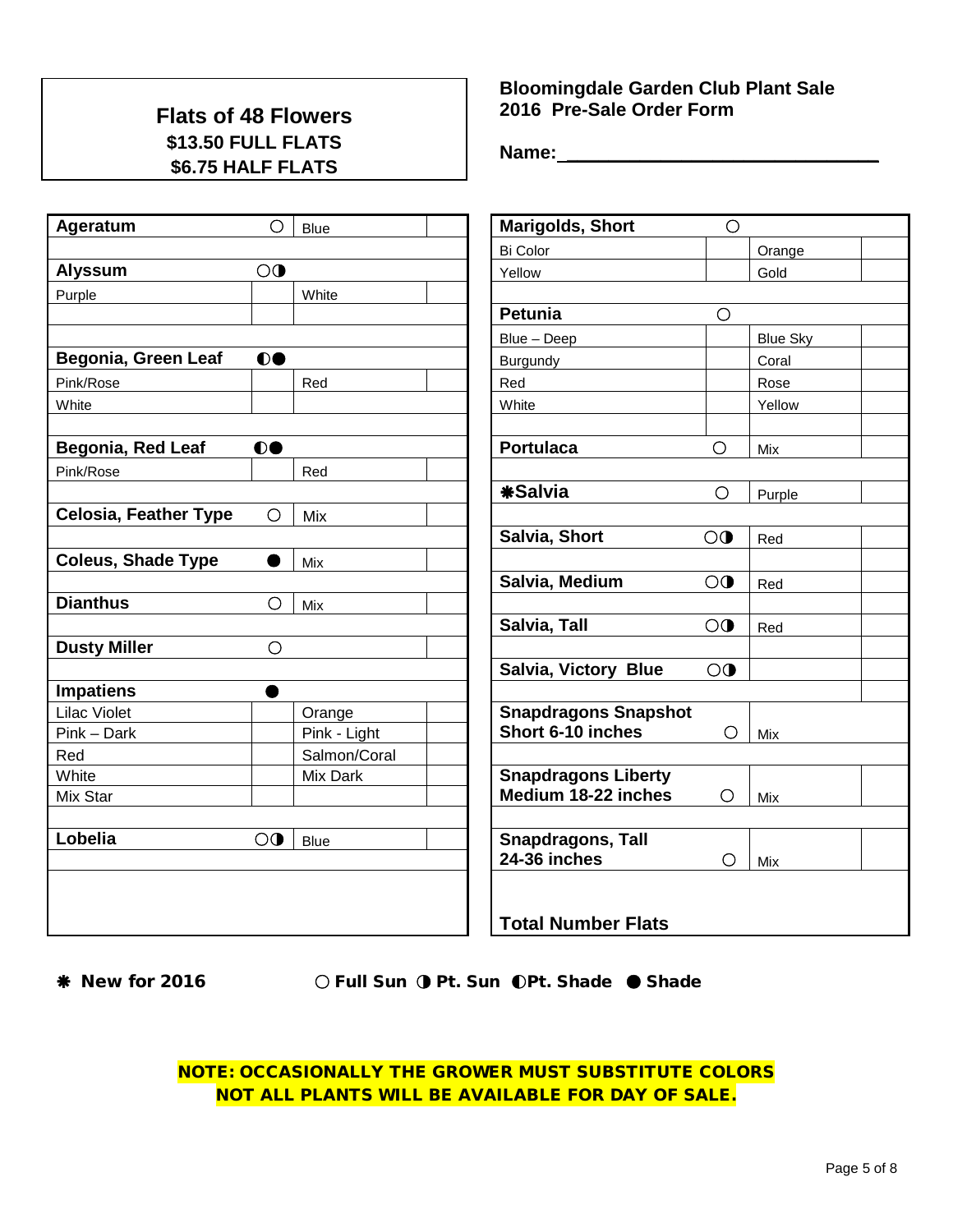## Flats of 48 Flowers

**$13.50 FULL FLATS**
**$6.75 HALF FLATS**

## Bloomingdale Garden Club Plant Sale
## 2016 Pre-Sale Order Form

**Name:** ______________________________

| **Ageratum** | ○ | Blue | |
|---|---|---|---|
| | | | |
| **Alyssum** | ○◑ | | |
| Purple | | White | |
| | | | |
| | | | |
| **Begonia, Green Leaf** | ◐● | | |
| Pink/Rose | | Red | |
| White | | | |
| | | | |
| **Begonia, Red Leaf** | ◐● | | |
| Pink/Rose | | Red | |
| | | | |
| **Celosia, Feather Type** | ○ | Mix | |
| | | | |
| **Coleus, Shade Type** | ● | Mix | |
| | | | |
| **Dianthus** | ○ | Mix | |
| | | | |
| **Dusty Miller** | ○ | | |
| | | | |
| **Impatiens** | ● | | |
| Lilac Violet | | Orange | |
| Pink – Dark | | Pink - Light | |
| Red | | Salmon/Coral | |
| White | | Mix Dark | |
| Mix Star | | | |
| | | | |
| **Lobelia** | ○◑ | Blue | |

| **Marigolds, Short** | ○ | | |
|---|---|---|---|
| Bi Color | | Orange | |
| Yellow | | Gold | |
| | | | |
| **Petunia** | ○ | | |
| Blue – Deep | | Blue Sky | |
| Burgundy | | Coral | |
| Red | | Rose | |
| White | | Yellow | |
| | | | |
| **Portulaca** | ○ | Mix | |
| | | | |
| **✱Salvia** | ○ | Purple | |
| | | | |
| **Salvia, Short** | ○◑ | Red | |
| | | | |
| **Salvia, Medium** | ○◑ | Red | |
| | | | |
| **Salvia, Tall** | ○◑ | Red | |
| | | | |
| **Salvia, Victory Blue** | ○◑ | | |
| | | | |
| **Snapdragons Snapshot Short 6-10 inches** | ○ | Mix | |
| | | | |
| **Snapdragons Liberty Medium 18-22 inches** | ○ | Mix | |
| | | | |
| **Snapdragons, Tall 24-36 inches** | ○ | Mix | |
| | | | |
| **Total Number Flats** | | | |

**✱ New for 2016** **○ Full Sun ◑ Pt. Sun ◐Pt. Shade ● Shade**

**NOTE: OCCASIONALLY THE GROWER MUST SUBSTITUTE COLORS**
**NOT ALL PLANTS WILL BE AVAILABLE FOR DAY OF SALE.**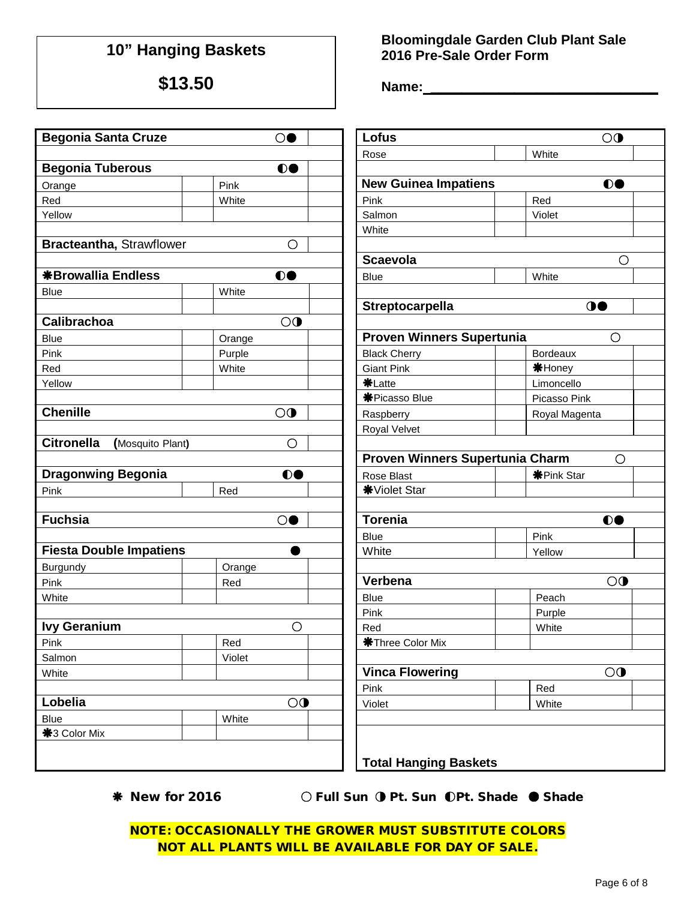## 10" Hanging Baskets

## $13.50

**Bloomingdale Garden Club Plant Sale**
**2016 Pre-Sale Order Form**

**Name:\_\_\_\_\_\_\_\_\_\_\_\_\_\_\_\_\_\_\_\_\_\_\_\_\_\_\_\_\_\_**

| Plant / Color | Qty | Color | Qty |
|---|---|---|---|
| **Begonia Santa Cruze** ○● | | | |
| **Begonia Tuberous** ◐● | | | |
| Orange | | Pink | |
| Red | | White | |
| Yellow | | | |
| **Bracteantha,** Strawflower ○ | | | |
| **❋Browallia Endless** ◐● | | | |
| Blue | | White | |
| **Calibrachoa** ○◑ | | | |
| Blue | | Orange | |
| Pink | | Purple | |
| Red | | White | |
| Yellow | | | |
| **Chenille** ○◑ | | | |
| **Citronella** (Mosquito Plant) ○ | | | |
| **Dragonwing Begonia** ◐● | | | |
| Pink | | Red | |
| **Fuchsia** ○● | | | |
| **Fiesta Double Impatiens** ● | | | |
| Burgundy | | Orange | |
| Pink | | Red | |
| White | | | |
| **Ivy Geranium** ○ | | | |
| Pink | | Red | |
| Salmon | | Violet | |
| White | | | |
| **Lobelia** ○◑ | | | |
| Blue | | White | |
| ❋3 Color Mix | | | |

| Plant / Color | Qty | Color | Qty |
|---|---|---|---|
| **Lofus** ○◑ | | | |
| Rose | | White | |
| **New Guinea Impatiens** ◐● | | | |
| Pink | | Red | |
| Salmon | | Violet | |
| White | | | |
| **Scaevola** ○ | | | |
| Blue | | White | |
| **Streptocarpella** ◑● | | | |
| **Proven Winners Supertunia** ○ | | | |
| Black Cherry | | Bordeaux | |
| Giant Pink | | ❋Honey | |
| ❋Latte | | Limoncello | |
| ❋Picasso Blue | | Picasso Pink | |
| Raspberry | | Royal Magenta | |
| Royal Velvet | | | |
| **Proven Winners Supertunia Charm** ○ | | | |
| Rose Blast | | ❋Pink Star | |
| ❋Violet Star | | | |
| **Torenia** ◐● | | | |
| Blue | | Pink | |
| White | | Yellow | |
| **Verbena** ○◑ | | | |
| Blue | | Peach | |
| Pink | | Purple | |
| Red | | White | |
| ❋Three Color Mix | | | |
| **Vinca Flowering** ○◑ | | | |
| Pink | | Red | |
| Violet | | White | |
| **Total Hanging Baskets** | | | |

**❋ New for 2016** ○ **Full Sun** ◑ **Pt. Sun** ◐**Pt. Shade** ● **Shade**

**NOTE: OCCASIONALLY THE GROWER MUST SUBSTITUTE COLORS**
**NOT ALL PLANTS WILL BE AVAILABLE FOR DAY OF SALE.**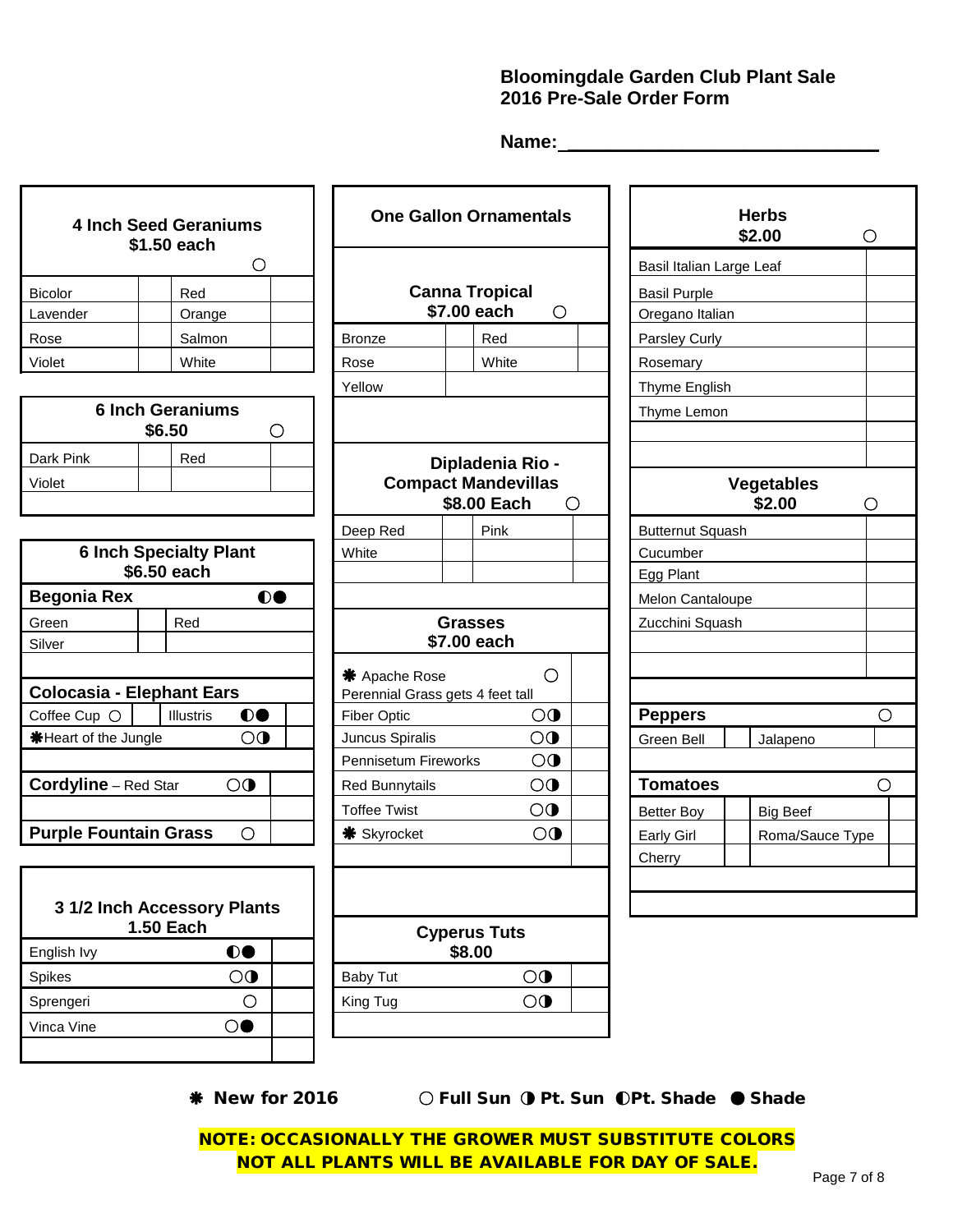# Bloomingdale Garden Club Plant Sale
## 2016 Pre-Sale Order Form

**Name:** ______________________________

### 4 Inch Seed Geraniums
**$1.50 each** ○

| Variety | Qty | Variety | Qty |
|---|---|---|---|
| Bicolor | | Red | |
| Lavender | | Orange | |
| Rose | | Salmon | |
| Violet | | White | |

### 6 Inch Geraniums
**$6.50** ○

| Variety | Qty | Variety | Qty |
|---|---|---|---|
| Dark Pink | | Red | |
| Violet | | | |

### 6 Inch Specialty Plant
**$6.50 each**

**Begonia Rex** ◐●

| Variety | Qty | Variety | Qty |
|---|---|---|---|
| Green | | Red | |
| Silver | | | |

**Colocasia - Elephant Ears**

| Variety | Qty | Variety | Qty |
|---|---|---|---|
| Coffee Cup ○ | | Illustris ◐● | |
| ❋Heart of the Jungle ○◑ | | | |

| Item | Qty |
|---|---|
| **Cordyline** – Red Star ○◑ | |
| **Purple Fountain Grass** ○ | |

### 3 1/2 Inch Accessory Plants
**1.50 Each**

| Item | Qty |
|---|---|
| English Ivy ◐● | |
| Spikes ○◑ | |
| Sprengeri ○ | |
| Vinca Vine ○● | |

### One Gallon Ornamentals

**Canna Tropical**
**$7.00 each** ○

| Variety | Qty | Variety | Qty |
|---|---|---|---|
| Bronze | | Red | |
| Rose | | White | |
| Yellow | | | |

**Dipladenia Rio - Compact Mandevillas**
**$8.00 Each** ○

| Variety | Qty | Variety | Qty |
|---|---|---|---|
| Deep Red | | Pink | |
| White | | | |

**Grasses**
**$7.00 each**

| Item | Qty |
|---|---|
| ❋ Apache Rose ○ Perennial Grass gets 4 feet tall | |
| Fiber Optic ○◑ | |
| Juncus Spiralis ○◑ | |
| Pennisetum Fireworks ○◑ | |
| Red Bunnytails ○◑ | |
| Toffee Twist ○◑ | |
| ❋ Skyrocket ○◑ | |

**Cyperus Tuts**
**$8.00**

| Item | Qty |
|---|---|
| Baby Tut ○◑ | |
| King Tug ○◑ | |

### Herbs
**$2.00** ○

| Item | Qty |
|---|---|
| Basil Italian Large Leaf | |
| Basil Purple | |
| Oregano Italian | |
| Parsley Curly | |
| Rosemary | |
| Thyme English | |
| Thyme Lemon | |

### Vegetables
**$2.00** ○

| Item | Qty |
|---|---|
| Butternut Squash | |
| Cucumber | |
| Egg Plant | |
| Melon Cantaloupe | |
| Zucchini Squash | |

**Peppers** ○

| Variety | Qty | Variety | Qty |
|---|---|---|---|
| Green Bell | | Jalapeno | |

**Tomatoes** ○

| Variety | Qty | Variety | Qty |
|---|---|---|---|
| Better Boy | | Big Beef | |
| Early Girl | | Roma/Sauce Type | |
| Cherry | | | |

❋ **New for 2016** ○ **Full Sun** ◑ **Pt. Sun** ◐ **Pt. Shade** ● **Shade**

**NOTE: OCCASIONALLY THE GROWER MUST SUBSTITUTE COLORS**
**NOT ALL PLANTS WILL BE AVAILABLE FOR DAY OF SALE.**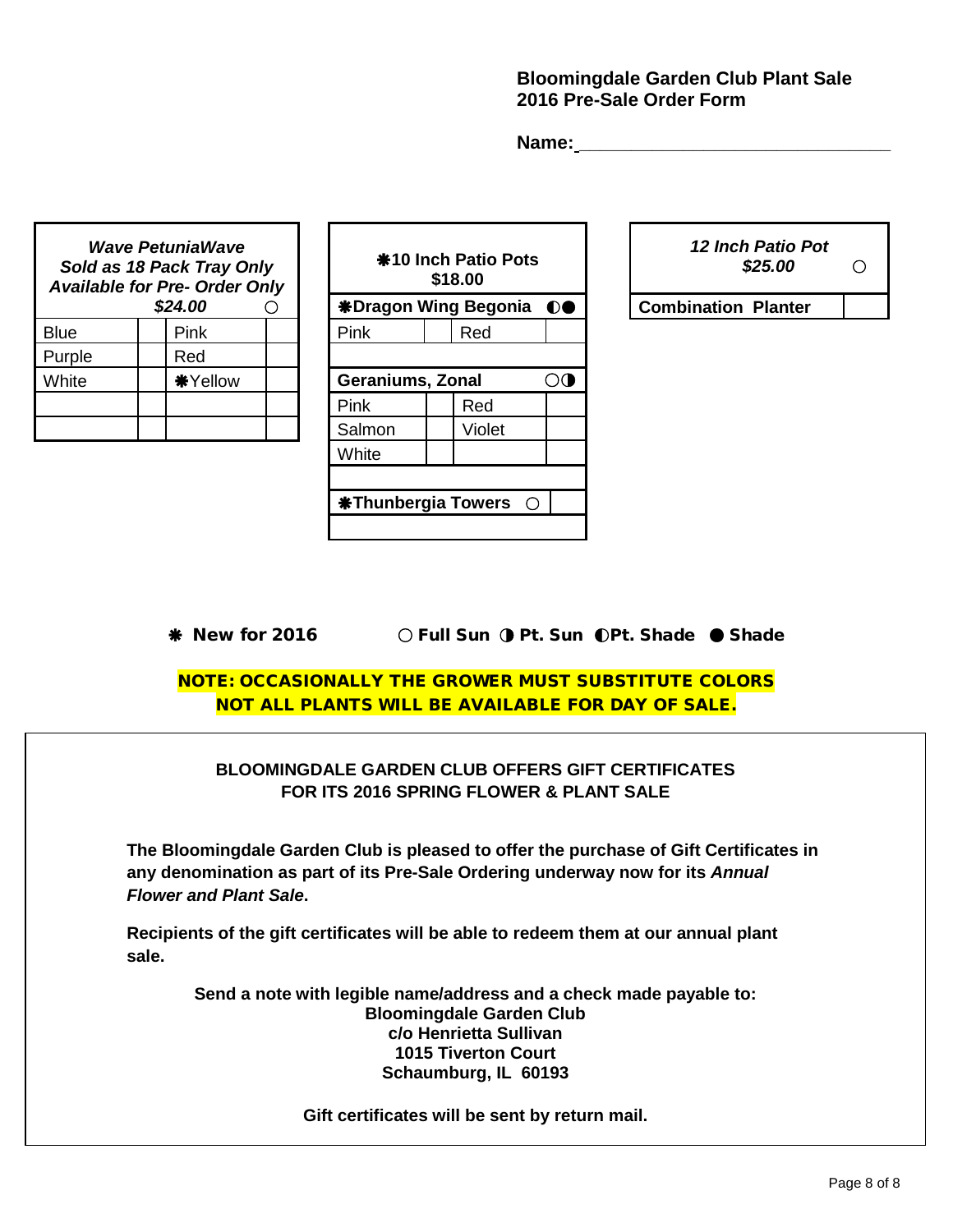**Bloomingdale Garden Club Plant Sale**
**2016 Pre-Sale Order Form**

**Name:**_______________________________

| *Wave PetuniaWave Sold as 18 Pack Tray Only Available for Pre- Order Only $24.00* ○ | | | |
|---|---|---|---|
| Blue | | Pink | |
| Purple | | Red | |
| White | | ❋Yellow | |
| | | | |
| | | | |

| **❋10 Inch Patio Pots $18.00** | | | |
|---|---|---|---|
| **❋Dragon Wing Begonia** ◐● | | | |
| Pink | | Red | |
| | | | |
| **Geraniums, Zonal** ○◑ | | | |
| Pink | | Red | |
| Salmon | | Violet | |
| White | | | |
| | | | |
| **❋Thunbergia Towers** ○ | | | |
| | | | |

| *12 Inch Patio Pot $25.00* ○ | |
|---|---|
| **Combination Planter** | |

**❋ New for 2016** **○ Full Sun ◑ Pt. Sun ◐Pt. Shade ● Shade**

**NOTE: OCCASIONALLY THE GROWER MUST SUBSTITUTE COLORS**
**NOT ALL PLANTS WILL BE AVAILABLE FOR DAY OF SALE.**

**BLOOMINGDALE GARDEN CLUB OFFERS GIFT CERTIFICATES FOR ITS 2016 SPRING FLOWER & PLANT SALE**

**The Bloomingdale Garden Club is pleased to offer the purchase of Gift Certificates in any denomination as part of its Pre-Sale Ordering underway now for its *Annual Flower and Plant Sale*.**

**Recipients of the gift certificates will be able to redeem them at our annual plant sale.**

**Send a note with legible name/address and a check made payable to:**
**Bloomingdale Garden Club**
**c/o Henrietta Sullivan**
**1015 Tiverton Court**
**Schaumburg, IL 60193**

**Gift certificates will be sent by return mail.**